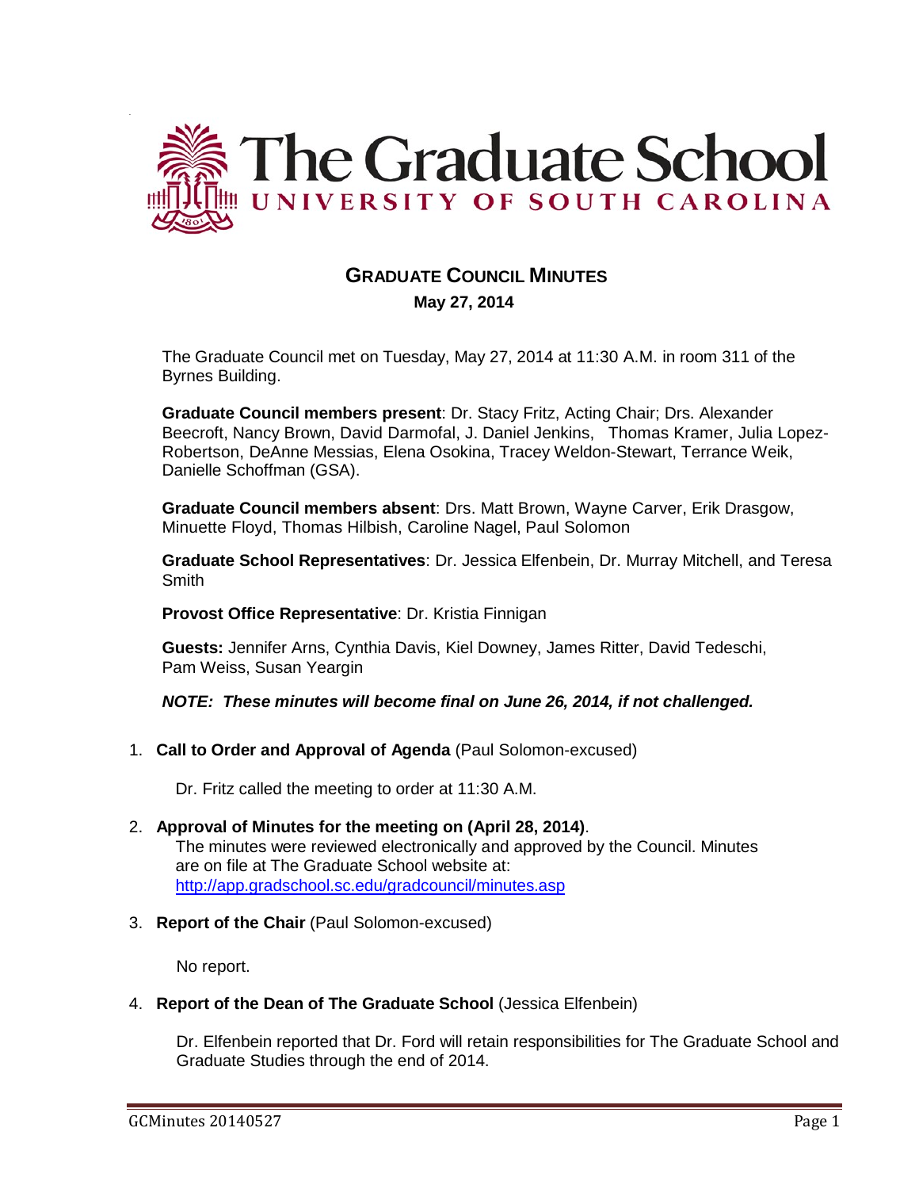The Graduate School
UNIVERSITY OF SOUTH CAROLINA

# GRADUATE COUNCIL MINUTES

**May 27, 2014**

The Graduate Council met on Tuesday, May 27, 2014 at 11:30 A.M. in room 311 of the Byrnes Building.

**Graduate Council members present**: Dr. Stacy Fritz, Acting Chair; Drs. Alexander Beecroft, Nancy Brown, David Darmofal, J. Daniel Jenkins, Thomas Kramer, Julia Lopez-Robertson, DeAnne Messias, Elena Osokina, Tracey Weldon-Stewart, Terrance Weik, Danielle Schoffman (GSA).

**Graduate Council members absent**: Drs. Matt Brown, Wayne Carver, Erik Drasgow, Minuette Floyd, Thomas Hilbish, Caroline Nagel, Paul Solomon

**Graduate School Representatives**: Dr. Jessica Elfenbein, Dr. Murray Mitchell, and Teresa Smith

**Provost Office Representative**: Dr. Kristia Finnigan

**Guests:** Jennifer Arns, Cynthia Davis, Kiel Downey, James Ritter, David Tedeschi, Pam Weiss, Susan Yeargin

***NOTE: These minutes will become final on June 26, 2014, if not challenged.***

1. **Call to Order and Approval of Agenda** (Paul Solomon-excused)

   Dr. Fritz called the meeting to order at 11:30 A.M.

2. **Approval of Minutes for the meeting on (April 28, 2014)**.
   The minutes were reviewed electronically and approved by the Council. Minutes are on file at The Graduate School website at: http://app.gradschool.sc.edu/gradcouncil/minutes.asp

3. **Report of the Chair** (Paul Solomon-excused)

   No report.

4. **Report of the Dean of The Graduate School** (Jessica Elfenbein)

   Dr. Elfenbein reported that Dr. Ford will retain responsibilities for The Graduate School and Graduate Studies through the end of 2014.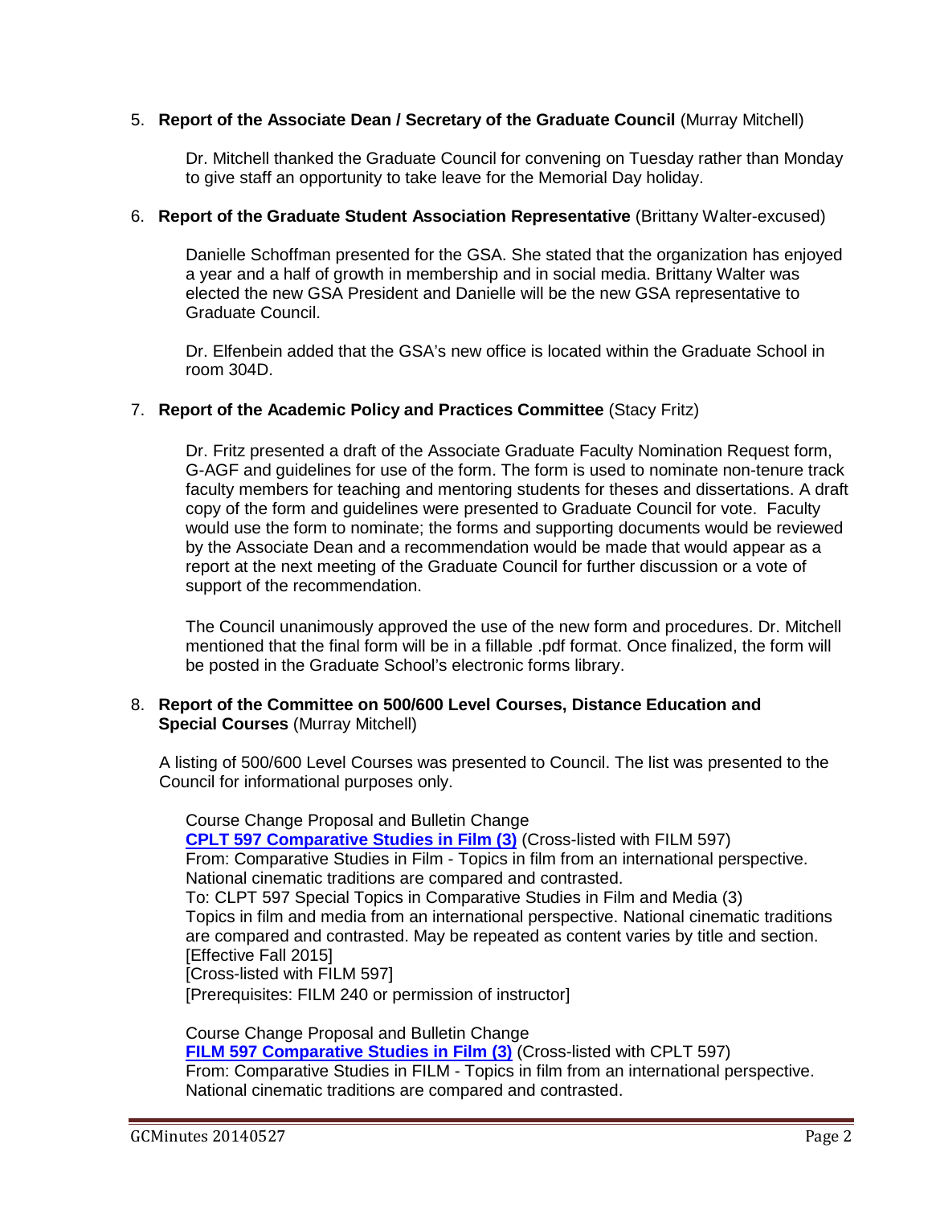5. **Report of the Associate Dean / Secretary of the Graduate Council** (Murray Mitchell)

   Dr. Mitchell thanked the Graduate Council for convening on Tuesday rather than Monday to give staff an opportunity to take leave for the Memorial Day holiday.

6. **Report of the Graduate Student Association Representative** (Brittany Walter-excused)

   Danielle Schoffman presented for the GSA. She stated that the organization has enjoyed a year and a half of growth in membership and in social media. Brittany Walter was elected the new GSA President and Danielle will be the new GSA representative to Graduate Council.

   Dr. Elfenbein added that the GSA's new office is located within the Graduate School in room 304D.

7. **Report of the Academic Policy and Practices Committee** (Stacy Fritz)

   Dr. Fritz presented a draft of the Associate Graduate Faculty Nomination Request form, G-AGF and guidelines for use of the form. The form is used to nominate non-tenure track faculty members for teaching and mentoring students for theses and dissertations. A draft copy of the form and guidelines were presented to Graduate Council for vote. Faculty would use the form to nominate; the forms and supporting documents would be reviewed by the Associate Dean and a recommendation would be made that would appear as a report at the next meeting of the Graduate Council for further discussion or a vote of support of the recommendation.

   The Council unanimously approved the use of the new form and procedures. Dr. Mitchell mentioned that the final form will be in a fillable .pdf format. Once finalized, the form will be posted in the Graduate School's electronic forms library.

8. **Report of the Committee on 500/600 Level Courses, Distance Education and Special Courses** (Murray Mitchell)

A listing of 500/600 Level Courses was presented to Council. The list was presented to the Council for informational purposes only.

Course Change Proposal and Bulletin Change
**CPLT 597 Comparative Studies in Film (3)** (Cross-listed with FILM 597)
From: Comparative Studies in Film - Topics in film from an international perspective. National cinematic traditions are compared and contrasted.
To: CLPT 597 Special Topics in Comparative Studies in Film and Media (3)
Topics in film and media from an international perspective. National cinematic traditions are compared and contrasted. May be repeated as content varies by title and section.
[Effective Fall 2015]
[Cross-listed with FILM 597]
[Prerequisites: FILM 240 or permission of instructor]

Course Change Proposal and Bulletin Change
**FILM 597 Comparative Studies in Film (3)** (Cross-listed with CPLT 597)
From: Comparative Studies in FILM - Topics in film from an international perspective. National cinematic traditions are compared and contrasted.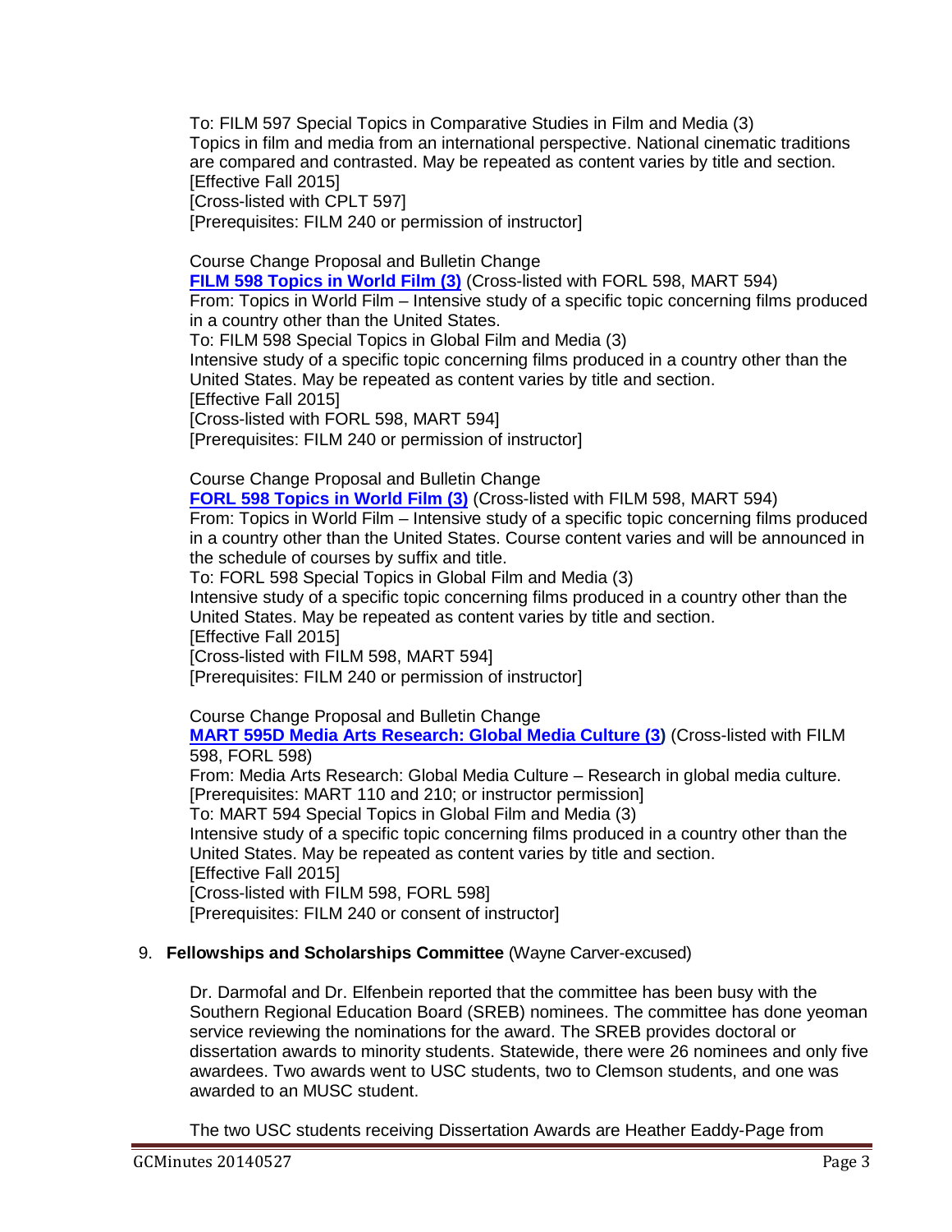To: FILM 597 Special Topics in Comparative Studies in Film and Media (3)
Topics in film and media from an international perspective. National cinematic traditions are compared and contrasted. May be repeated as content varies by title and section.
[Effective Fall 2015]
[Cross-listed with CPLT 597]
[Prerequisites: FILM 240 or permission of instructor]

Course Change Proposal and Bulletin Change
**FILM 598 Topics in World Film (3)** (Cross-listed with FORL 598, MART 594)
From: Topics in World Film – Intensive study of a specific topic concerning films produced in a country other than the United States.
To: FILM 598 Special Topics in Global Film and Media (3)
Intensive study of a specific topic concerning films produced in a country other than the United States. May be repeated as content varies by title and section.
[Effective Fall 2015]
[Cross-listed with FORL 598, MART 594]
[Prerequisites: FILM 240 or permission of instructor]

Course Change Proposal and Bulletin Change
**FORL 598 Topics in World Film (3)** (Cross-listed with FILM 598, MART 594)
From: Topics in World Film – Intensive study of a specific topic concerning films produced in a country other than the United States. Course content varies and will be announced in the schedule of courses by suffix and title.
To: FORL 598 Special Topics in Global Film and Media (3)
Intensive study of a specific topic concerning films produced in a country other than the United States. May be repeated as content varies by title and section.
[Effective Fall 2015]
[Cross-listed with FILM 598, MART 594]
[Prerequisites: FILM 240 or permission of instructor]

Course Change Proposal and Bulletin Change
**MART 595D Media Arts Research: Global Media Culture (3)** (Cross-listed with FILM 598, FORL 598)
From: Media Arts Research: Global Media Culture – Research in global media culture.
[Prerequisites: MART 110 and 210; or instructor permission]
To: MART 594 Special Topics in Global Film and Media (3)
Intensive study of a specific topic concerning films produced in a country other than the United States. May be repeated as content varies by title and section.
[Effective Fall 2015]
[Cross-listed with FILM 598, FORL 598]
[Prerequisites: FILM 240 or consent of instructor]

9. **Fellowships and Scholarships Committee** (Wayne Carver-excused)

Dr. Darmofal and Dr. Elfenbein reported that the committee has been busy with the Southern Regional Education Board (SREB) nominees. The committee has done yeoman service reviewing the nominations for the award. The SREB provides doctoral or dissertation awards to minority students. Statewide, there were 26 nominees and only five awardees. Two awards went to USC students, two to Clemson students, and one was awarded to an MUSC student.

The two USC students receiving Dissertation Awards are Heather Eaddy-Page from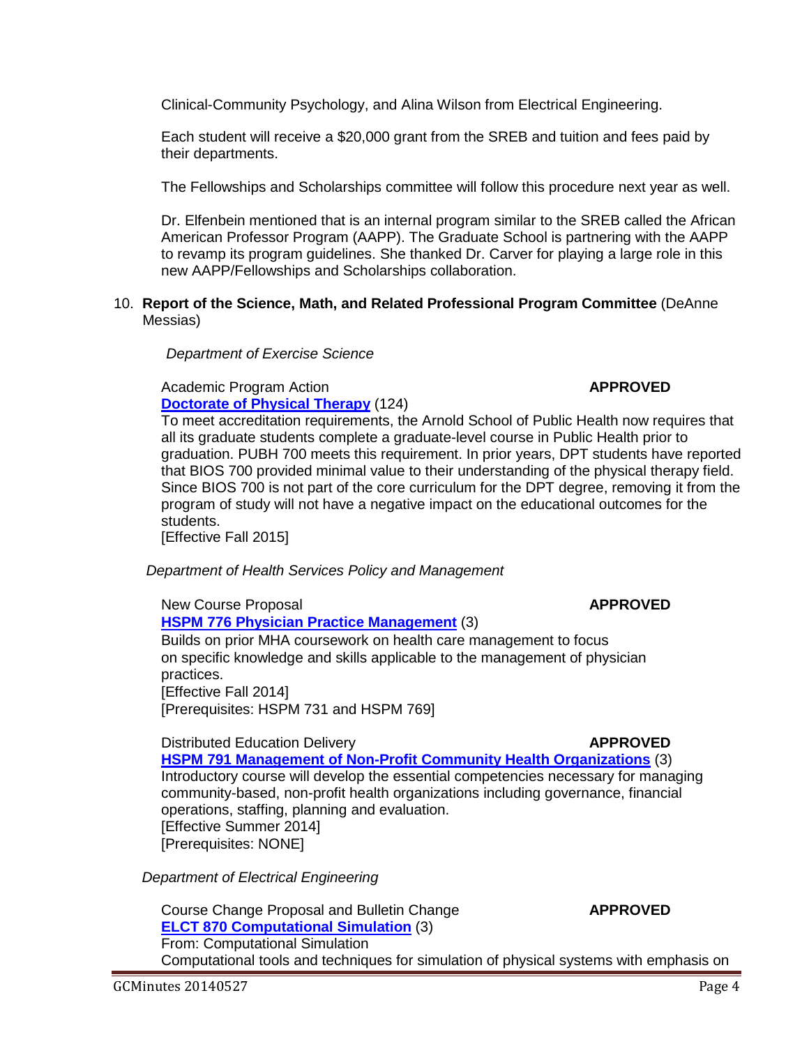Clinical-Community Psychology, and Alina Wilson from Electrical Engineering.

Each student will receive a $20,000 grant from the SREB and tuition and fees paid by their departments.

The Fellowships and Scholarships committee will follow this procedure next year as well.

Dr. Elfenbein mentioned that is an internal program similar to the SREB called the African American Professor Program (AAPP). The Graduate School is partnering with the AAPP to revamp its program guidelines. She thanked Dr. Carver for playing a large role in this new AAPP/Fellowships and Scholarships collaboration.

10. **Report of the Science, Math, and Related Professional Program Committee** (DeAnne Messias)

*Department of Exercise Science*

Academic Program Action **APPROVED**
**Doctorate of Physical Therapy** (124)
To meet accreditation requirements, the Arnold School of Public Health now requires that all its graduate students complete a graduate-level course in Public Health prior to graduation. PUBH 700 meets this requirement. In prior years, DPT students have reported that BIOS 700 provided minimal value to their understanding of the physical therapy field. Since BIOS 700 is not part of the core curriculum for the DPT degree, removing it from the program of study will not have a negative impact on the educational outcomes for the students.
[Effective Fall 2015]

*Department of Health Services Policy and Management*

New Course Proposal **APPROVED**
**HSPM 776 Physician Practice Management** (3)
Builds on prior MHA coursework on health care management to focus on specific knowledge and skills applicable to the management of physician practices.
[Effective Fall 2014]
[Prerequisites: HSPM 731 and HSPM 769]

Distributed Education Delivery **APPROVED**
**HSPM 791 Management of Non-Profit Community Health Organizations** (3)
Introductory course will develop the essential competencies necessary for managing community-based, non-profit health organizations including governance, financial operations, staffing, planning and evaluation.
[Effective Summer 2014]
[Prerequisites: NONE]

*Department of Electrical Engineering*

Course Change Proposal and Bulletin Change **APPROVED**
**ELCT 870 Computational Simulation** (3)
From: Computational Simulation
Computational tools and techniques for simulation of physical systems with emphasis on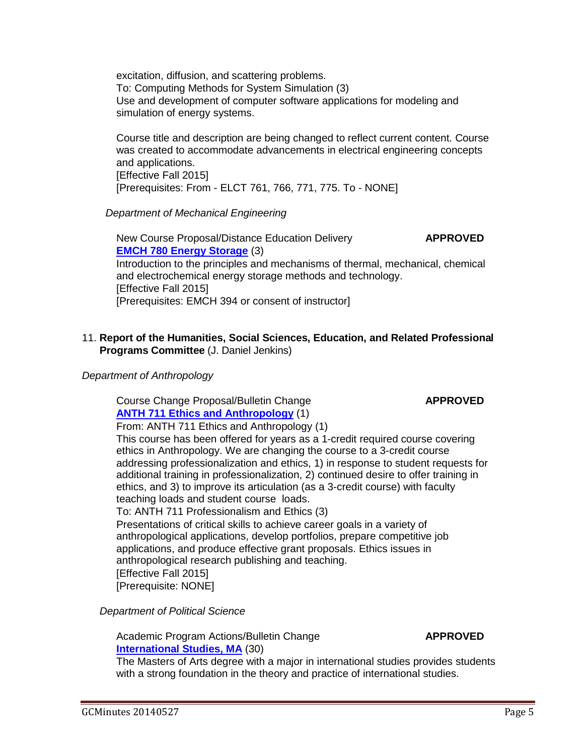excitation, diffusion, and scattering problems.
To: Computing Methods for System Simulation (3)
Use and development of computer software applications for modeling and simulation of energy systems.

Course title and description are being changed to reflect current content. Course was created to accommodate advancements in electrical engineering concepts and applications.
[Effective Fall 2015]
[Prerequisites: From - ELCT 761, 766, 771, 775. To - NONE]

*Department of Mechanical Engineering*

New Course Proposal/Distance Education Delivery **APPROVED**
**EMCH 780 Energy Storage** (3)
Introduction to the principles and mechanisms of thermal, mechanical, chemical and electrochemical energy storage methods and technology.
[Effective Fall 2015]
[Prerequisites: EMCH 394 or consent of instructor]

11. **Report of the Humanities, Social Sciences, Education, and Related Professional Programs Committee** (J. Daniel Jenkins)

*Department of Anthropology*

Course Change Proposal/Bulletin Change **APPROVED**
**ANTH 711 Ethics and Anthropology** (1)
From: ANTH 711 Ethics and Anthropology (1)
This course has been offered for years as a 1-credit required course covering ethics in Anthropology. We are changing the course to a 3-credit course addressing professionalization and ethics, 1) in response to student requests for additional training in professionalization, 2) continued desire to offer training in ethics, and 3) to improve its articulation (as a 3-credit course) with faculty teaching loads and student course loads.
To: ANTH 711 Professionalism and Ethics (3)
Presentations of critical skills to achieve career goals in a variety of anthropological applications, develop portfolios, prepare competitive job applications, and produce effective grant proposals. Ethics issues in anthropological research publishing and teaching.
[Effective Fall 2015]
[Prerequisite: NONE]

*Department of Political Science*

Academic Program Actions/Bulletin Change **APPROVED**
**International Studies, MA** (30)
The Masters of Arts degree with a major in international studies provides students with a strong foundation in the theory and practice of international studies.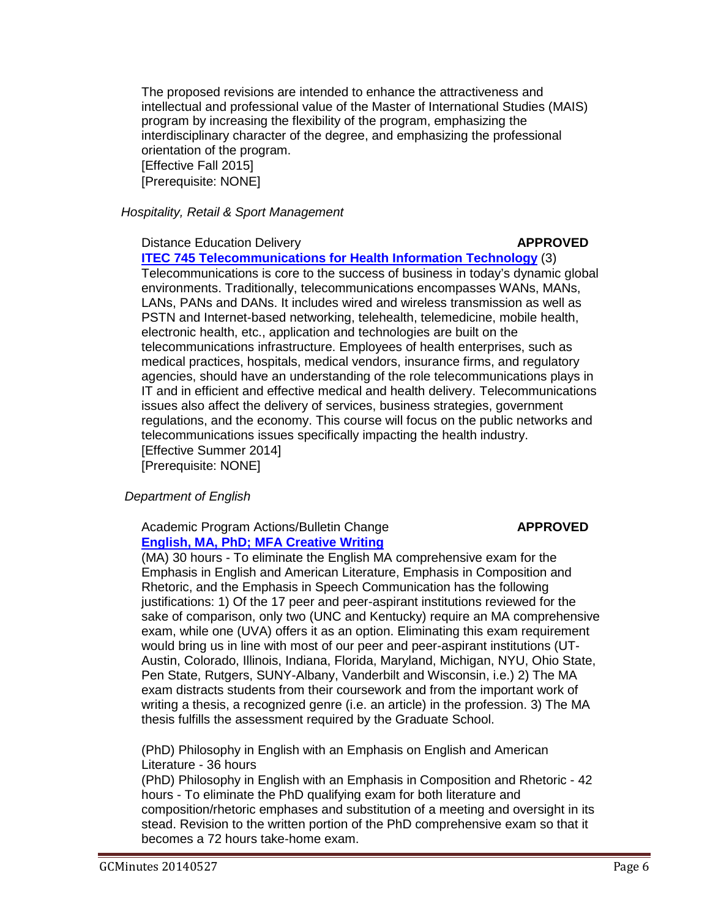The proposed revisions are intended to enhance the attractiveness and intellectual and professional value of the Master of International Studies (MAIS) program by increasing the flexibility of the program, emphasizing the interdisciplinary character of the degree, and emphasizing the professional orientation of the program.
[Effective Fall 2015]
[Prerequisite: NONE]

*Hospitality, Retail & Sport Management*

Distance Education Delivery **APPROVED**

**ITEC 745 Telecommunications for Health Information Technology** (3)
Telecommunications is core to the success of business in today's dynamic global environments. Traditionally, telecommunications encompasses WANs, MANs, LANs, PANs and DANs. It includes wired and wireless transmission as well as PSTN and Internet-based networking, telehealth, telemedicine, mobile health, electronic health, etc., application and technologies are built on the telecommunications infrastructure. Employees of health enterprises, such as medical practices, hospitals, medical vendors, insurance firms, and regulatory agencies, should have an understanding of the role telecommunications plays in IT and in efficient and effective medical and health delivery. Telecommunications issues also affect the delivery of services, business strategies, government regulations, and the economy. This course will focus on the public networks and telecommunications issues specifically impacting the health industry.
[Effective Summer 2014]
[Prerequisite: NONE]

*Department of English*

Academic Program Actions/Bulletin Change **APPROVED**

**English, MA, PhD; MFA Creative Writing**

(MA) 30 hours - To eliminate the English MA comprehensive exam for the Emphasis in English and American Literature, Emphasis in Composition and Rhetoric, and the Emphasis in Speech Communication has the following justifications: 1) Of the 17 peer and peer-aspirant institutions reviewed for the sake of comparison, only two (UNC and Kentucky) require an MA comprehensive exam, while one (UVA) offers it as an option. Eliminating this exam requirement would bring us in line with most of our peer and peer-aspirant institutions (UT-Austin, Colorado, Illinois, Indiana, Florida, Maryland, Michigan, NYU, Ohio State, Pen State, Rutgers, SUNY-Albany, Vanderbilt and Wisconsin, i.e.) 2) The MA exam distracts students from their coursework and from the important work of writing a thesis, a recognized genre (i.e. an article) in the profession. 3) The MA thesis fulfills the assessment required by the Graduate School.

(PhD) Philosophy in English with an Emphasis on English and American Literature - 36 hours
(PhD) Philosophy in English with an Emphasis in Composition and Rhetoric - 42 hours - To eliminate the PhD qualifying exam for both literature and composition/rhetoric emphases and substitution of a meeting and oversight in its stead. Revision to the written portion of the PhD comprehensive exam so that it becomes a 72 hours take-home exam.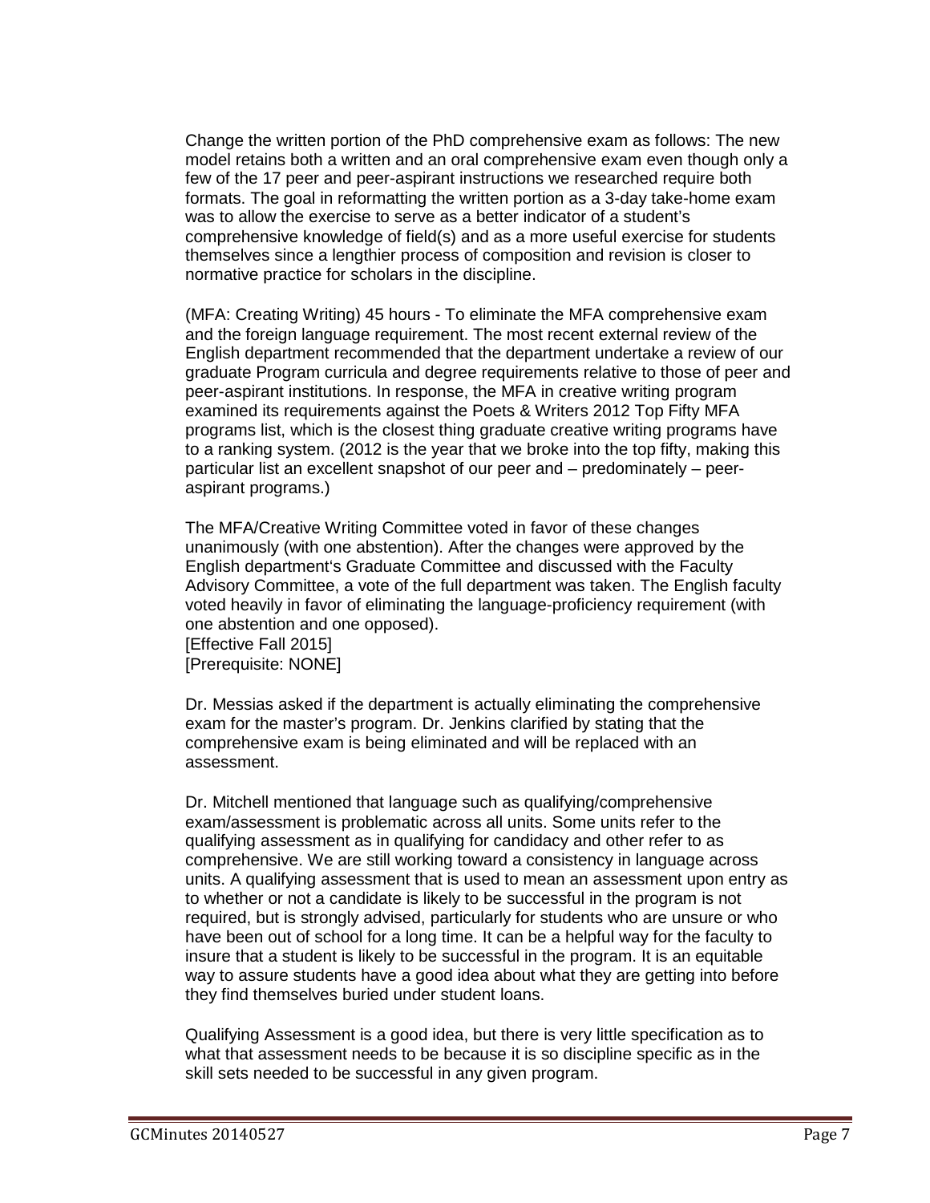Change the written portion of the PhD comprehensive exam as follows: The new model retains both a written and an oral comprehensive exam even though only a few of the 17 peer and peer-aspirant instructions we researched require both formats. The goal in reformatting the written portion as a 3-day take-home exam was to allow the exercise to serve as a better indicator of a student's comprehensive knowledge of field(s) and as a more useful exercise for students themselves since a lengthier process of composition and revision is closer to normative practice for scholars in the discipline.

(MFA: Creating Writing) 45 hours - To eliminate the MFA comprehensive exam and the foreign language requirement. The most recent external review of the English department recommended that the department undertake a review of our graduate Program curricula and degree requirements relative to those of peer and peer-aspirant institutions. In response, the MFA in creative writing program examined its requirements against the Poets & Writers 2012 Top Fifty MFA programs list, which is the closest thing graduate creative writing programs have to a ranking system. (2012 is the year that we broke into the top fifty, making this particular list an excellent snapshot of our peer and – predominately – peer-aspirant programs.)

The MFA/Creative Writing Committee voted in favor of these changes unanimously (with one abstention). After the changes were approved by the English department's Graduate Committee and discussed with the Faculty Advisory Committee, a vote of the full department was taken. The English faculty voted heavily in favor of eliminating the language-proficiency requirement (with one abstention and one opposed).
[Effective Fall 2015]
[Prerequisite: NONE]

Dr. Messias asked if the department is actually eliminating the comprehensive exam for the master's program. Dr. Jenkins clarified by stating that the comprehensive exam is being eliminated and will be replaced with an assessment.

Dr. Mitchell mentioned that language such as qualifying/comprehensive exam/assessment is problematic across all units. Some units refer to the qualifying assessment as in qualifying for candidacy and other refer to as comprehensive. We are still working toward a consistency in language across units. A qualifying assessment that is used to mean an assessment upon entry as to whether or not a candidate is likely to be successful in the program is not required, but is strongly advised, particularly for students who are unsure or who have been out of school for a long time. It can be a helpful way for the faculty to insure that a student is likely to be successful in the program. It is an equitable way to assure students have a good idea about what they are getting into before they find themselves buried under student loans.

Qualifying Assessment is a good idea, but there is very little specification as to what that assessment needs to be because it is so discipline specific as in the skill sets needed to be successful in any given program.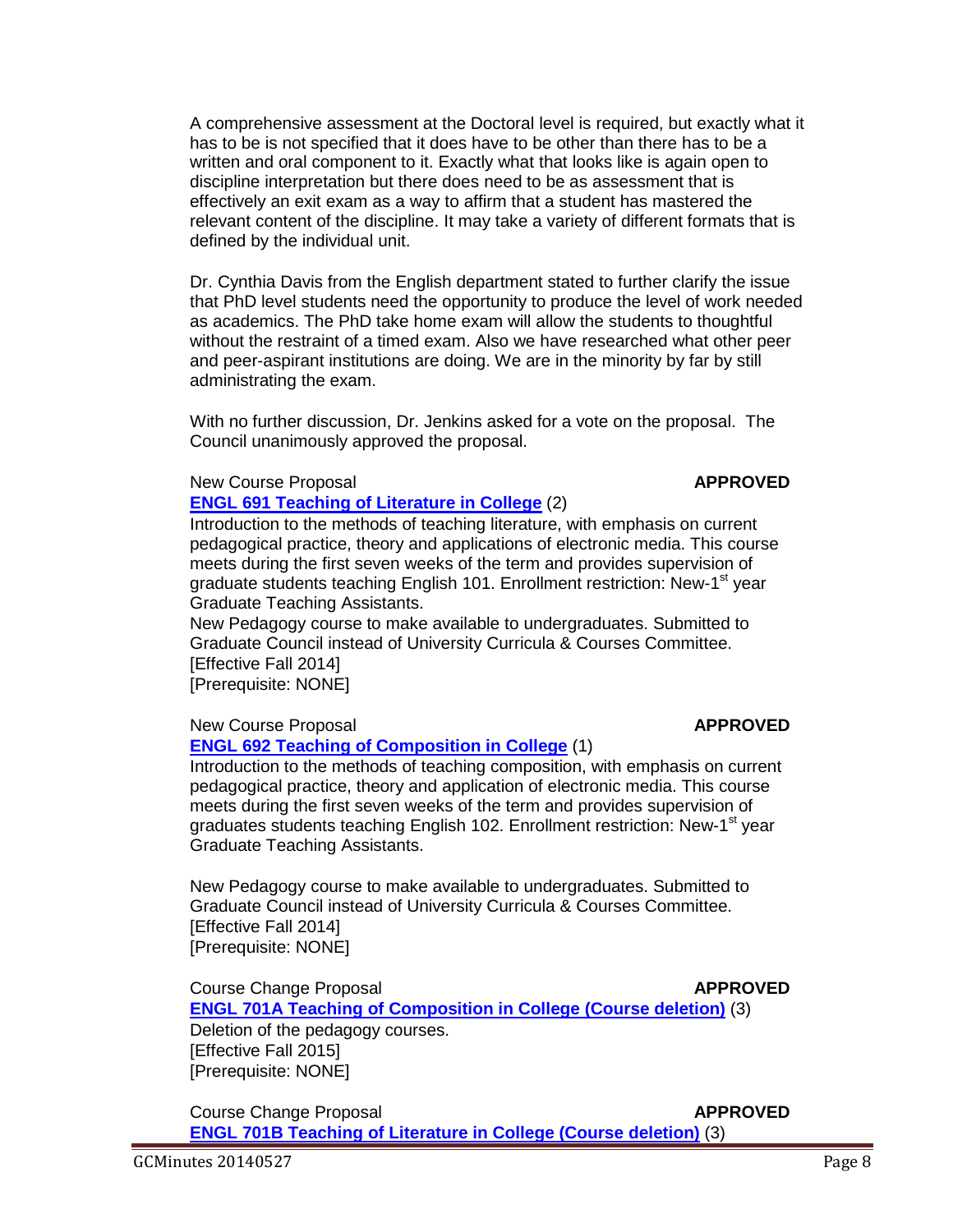A comprehensive assessment at the Doctoral level is required, but exactly what it has to be is not specified that it does have to be other than there has to be a written and oral component to it. Exactly what that looks like is again open to discipline interpretation but there does need to be as assessment that is effectively an exit exam as a way to affirm that a student has mastered the relevant content of the discipline. It may take a variety of different formats that is defined by the individual unit.

Dr. Cynthia Davis from the English department stated to further clarify the issue that PhD level students need the opportunity to produce the level of work needed as academics. The PhD take home exam will allow the students to thoughtful without the restraint of a timed exam. Also we have researched what other peer and peer-aspirant institutions are doing. We are in the minority by far by still administrating the exam.

With no further discussion, Dr. Jenkins asked for a vote on the proposal. The Council unanimously approved the proposal.

New Course Proposal **APPROVED**

**ENGL 691 Teaching of Literature in College** (2)

Introduction to the methods of teaching literature, with emphasis on current pedagogical practice, theory and applications of electronic media. This course meets during the first seven weeks of the term and provides supervision of graduate students teaching English 101. Enrollment restriction: New-1st year Graduate Teaching Assistants.

New Pedagogy course to make available to undergraduates. Submitted to Graduate Council instead of University Curricula & Courses Committee.
[Effective Fall 2014]
[Prerequisite: NONE]

New Course Proposal **APPROVED**

**ENGL 692 Teaching of Composition in College** (1)

Introduction to the methods of teaching composition, with emphasis on current pedagogical practice, theory and application of electronic media. This course meets during the first seven weeks of the term and provides supervision of graduates students teaching English 102. Enrollment restriction: New-1st year Graduate Teaching Assistants.

New Pedagogy course to make available to undergraduates. Submitted to Graduate Council instead of University Curricula & Courses Committee.
[Effective Fall 2014]
[Prerequisite: NONE]

Course Change Proposal **APPROVED**

**ENGL 701A Teaching of Composition in College (Course deletion)** (3)

Deletion of the pedagogy courses.
[Effective Fall 2015]
[Prerequisite: NONE]

Course Change Proposal **APPROVED**

**ENGL 701B Teaching of Literature in College (Course deletion)** (3)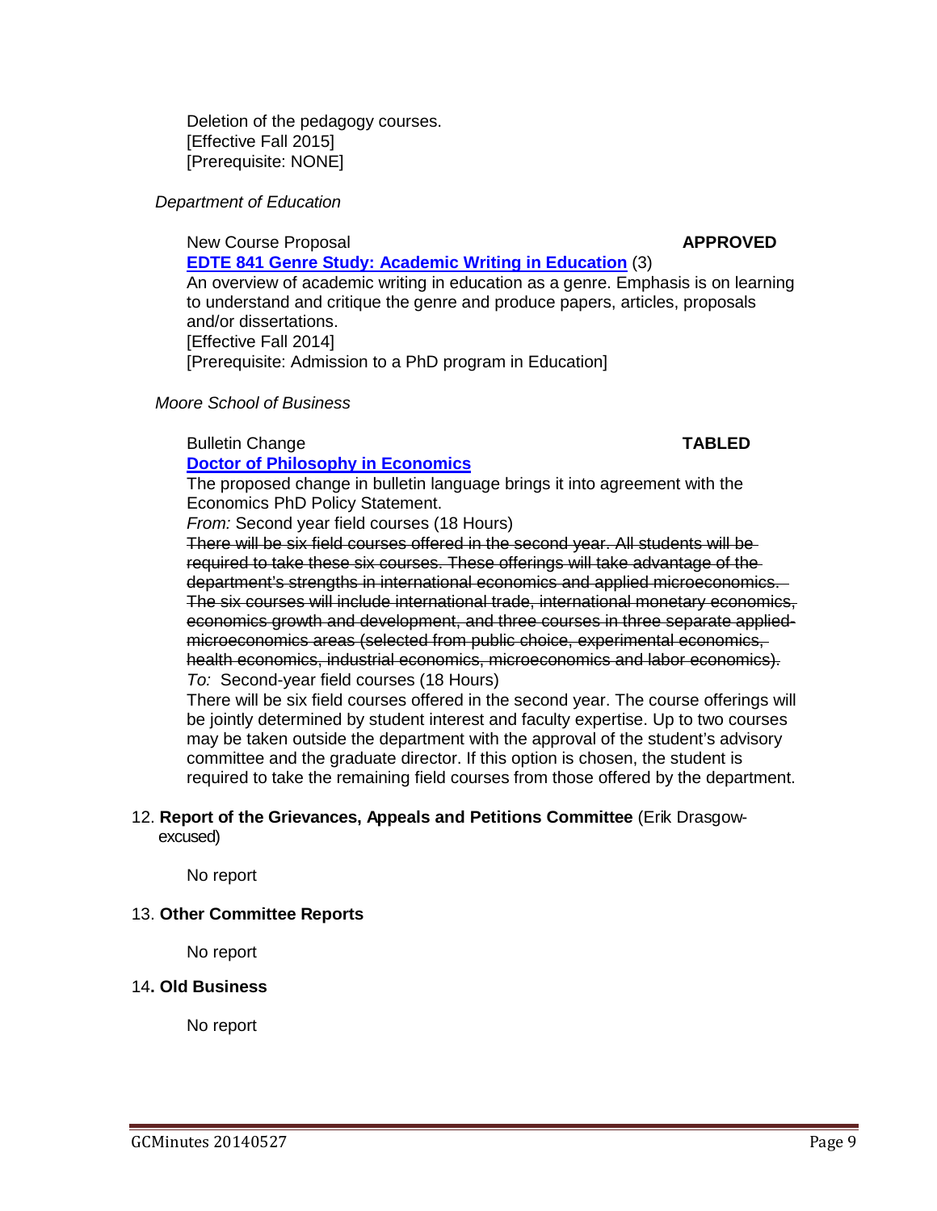Deletion of the pedagogy courses.
[Effective Fall 2015]
[Prerequisite: NONE]

*Department of Education*

New Course Proposal **APPROVED**

**EDTE 841 Genre Study: Academic Writing in Education** (3)
An overview of academic writing in education as a genre. Emphasis is on learning to understand and critique the genre and produce papers, articles, proposals and/or dissertations.
[Effective Fall 2014]
[Prerequisite: Admission to a PhD program in Education]

*Moore School of Business*

Bulletin Change **TABLED**

**Doctor of Philosophy in Economics**

The proposed change in bulletin language brings it into agreement with the Economics PhD Policy Statement.

*From:* Second year field courses (18 Hours)

~~There will be six field courses offered in the second year. All students will be required to take these six courses. These offerings will take advantage of the department's strengths in international economics and applied microeconomics. The six courses will include international trade, international monetary economics, economics growth and development, and three courses in three separate applied microeconomics areas (selected from public choice, experimental economics, health economics, industrial economics, microeconomics and labor economics).~~

*To:* Second-year field courses (18 Hours)

There will be six field courses offered in the second year. The course offerings will be jointly determined by student interest and faculty expertise. Up to two courses may be taken outside the department with the approval of the student's advisory committee and the graduate director. If this option is chosen, the student is required to take the remaining field courses from those offered by the department.

12. **Report of the Grievances, Appeals and Petitions Committee** (Erik Drasgow-excused)

    No report

13. **Other Committee Reports**

    No report

14. **Old Business**

    No report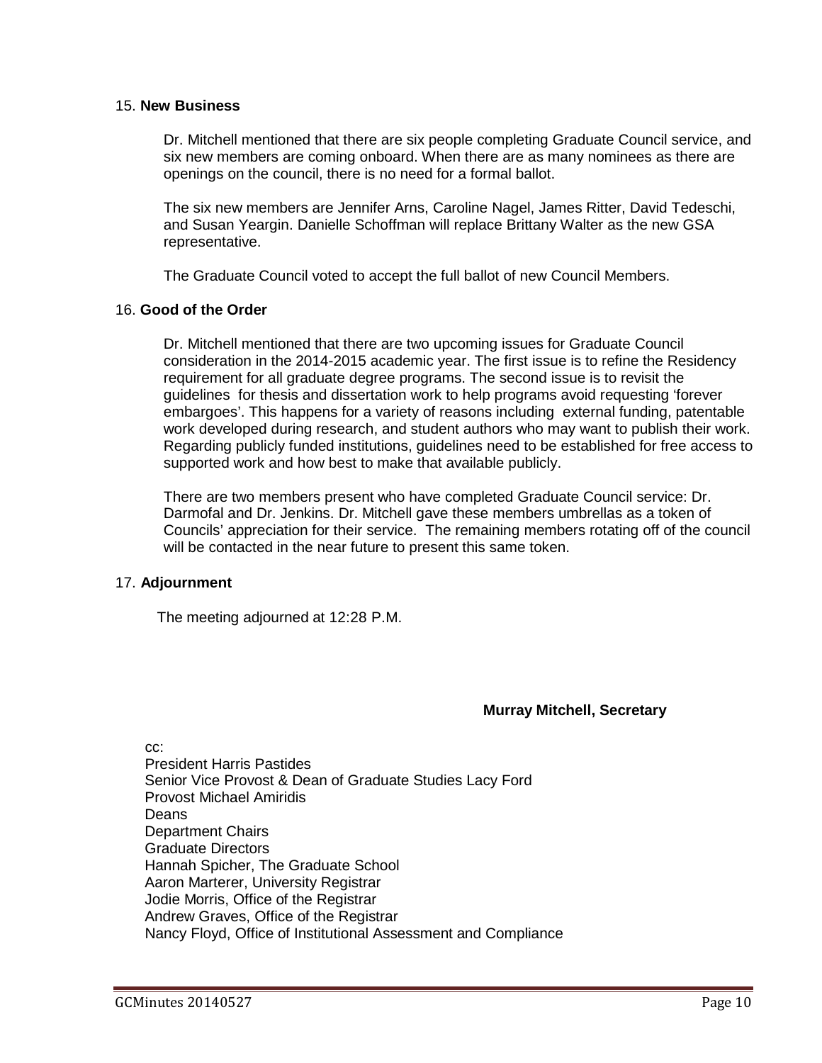15. **New Business**

Dr. Mitchell mentioned that there are six people completing Graduate Council service, and six new members are coming onboard. When there are as many nominees as there are openings on the council, there is no need for a formal ballot.

The six new members are Jennifer Arns, Caroline Nagel, James Ritter, David Tedeschi, and Susan Yeargin. Danielle Schoffman will replace Brittany Walter as the new GSA representative.

The Graduate Council voted to accept the full ballot of new Council Members.

16. **Good of the Order**

Dr. Mitchell mentioned that there are two upcoming issues for Graduate Council consideration in the 2014-2015 academic year. The first issue is to refine the Residency requirement for all graduate degree programs. The second issue is to revisit the guidelines for thesis and dissertation work to help programs avoid requesting 'forever embargoes'. This happens for a variety of reasons including external funding, patentable work developed during research, and student authors who may want to publish their work. Regarding publicly funded institutions, guidelines need to be established for free access to supported work and how best to make that available publicly.

There are two members present who have completed Graduate Council service: Dr. Darmofal and Dr. Jenkins. Dr. Mitchell gave these members umbrellas as a token of Councils' appreciation for their service. The remaining members rotating off of the council will be contacted in the near future to present this same token.

17. **Adjournment**

The meeting adjourned at 12:28 P.M.

**Murray Mitchell, Secretary**

cc:
President Harris Pastides
Senior Vice Provost & Dean of Graduate Studies Lacy Ford
Provost Michael Amiridis
Deans
Department Chairs
Graduate Directors
Hannah Spicher, The Graduate School
Aaron Marterer, University Registrar
Jodie Morris, Office of the Registrar
Andrew Graves, Office of the Registrar
Nancy Floyd, Office of Institutional Assessment and Compliance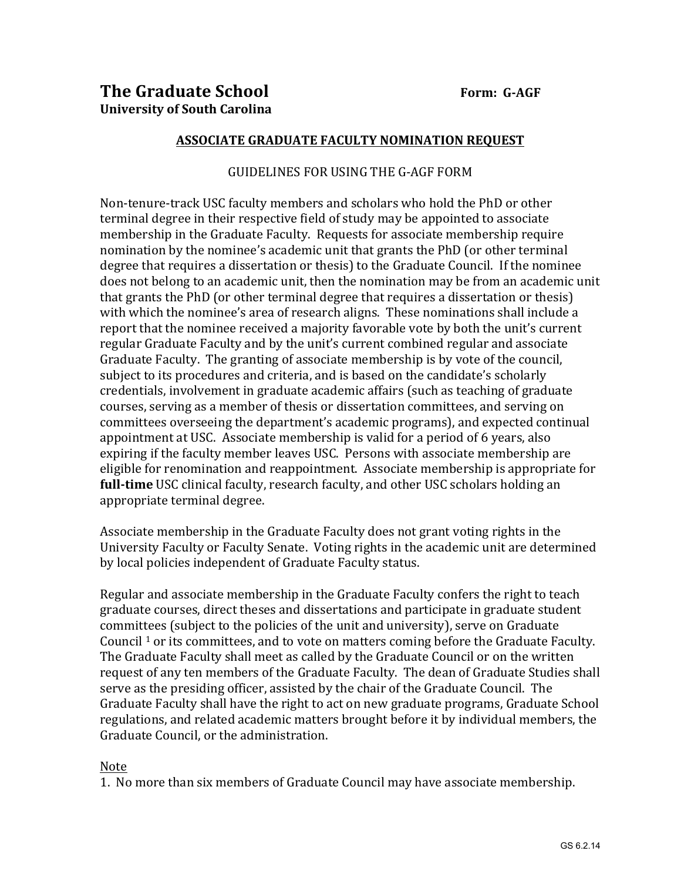# The Graduate School

**University of South Carolina**

**Form: G-AGF**

## ASSOCIATE GRADUATE FACULTY NOMINATION REQUEST

GUIDELINES FOR USING THE G-AGF FORM

Non-tenure-track USC faculty members and scholars who hold the PhD or other terminal degree in their respective field of study may be appointed to associate membership in the Graduate Faculty. Requests for associate membership require nomination by the nominee's academic unit that grants the PhD (or other terminal degree that requires a dissertation or thesis) to the Graduate Council. If the nominee does not belong to an academic unit, then the nomination may be from an academic unit that grants the PhD (or other terminal degree that requires a dissertation or thesis) with which the nominee's area of research aligns. These nominations shall include a report that the nominee received a majority favorable vote by both the unit's current regular Graduate Faculty and by the unit's current combined regular and associate Graduate Faculty. The granting of associate membership is by vote of the council, subject to its procedures and criteria, and is based on the candidate's scholarly credentials, involvement in graduate academic affairs (such as teaching of graduate courses, serving as a member of thesis or dissertation committees, and serving on committees overseeing the department's academic programs), and expected continual appointment at USC. Associate membership is valid for a period of 6 years, also expiring if the faculty member leaves USC. Persons with associate membership are eligible for renomination and reappointment. Associate membership is appropriate for **full-time** USC clinical faculty, research faculty, and other USC scholars holding an appropriate terminal degree.

Associate membership in the Graduate Faculty does not grant voting rights in the University Faculty or Faculty Senate. Voting rights in the academic unit are determined by local policies independent of Graduate Faculty status.

Regular and associate membership in the Graduate Faculty confers the right to teach graduate courses, direct theses and dissertations and participate in graduate student committees (subject to the policies of the unit and university), serve on Graduate Council [1] or its committees, and to vote on matters coming before the Graduate Faculty. The Graduate Faculty shall meet as called by the Graduate Council or on the written request of any ten members of the Graduate Faculty. The dean of Graduate Studies shall serve as the presiding officer, assisted by the chair of the Graduate Council. The Graduate Faculty shall have the right to act on new graduate programs, Graduate School regulations, and related academic matters brought before it by individual members, the Graduate Council, or the administration.

Note

1. No more than six members of Graduate Council may have associate membership.

GS 6.2.14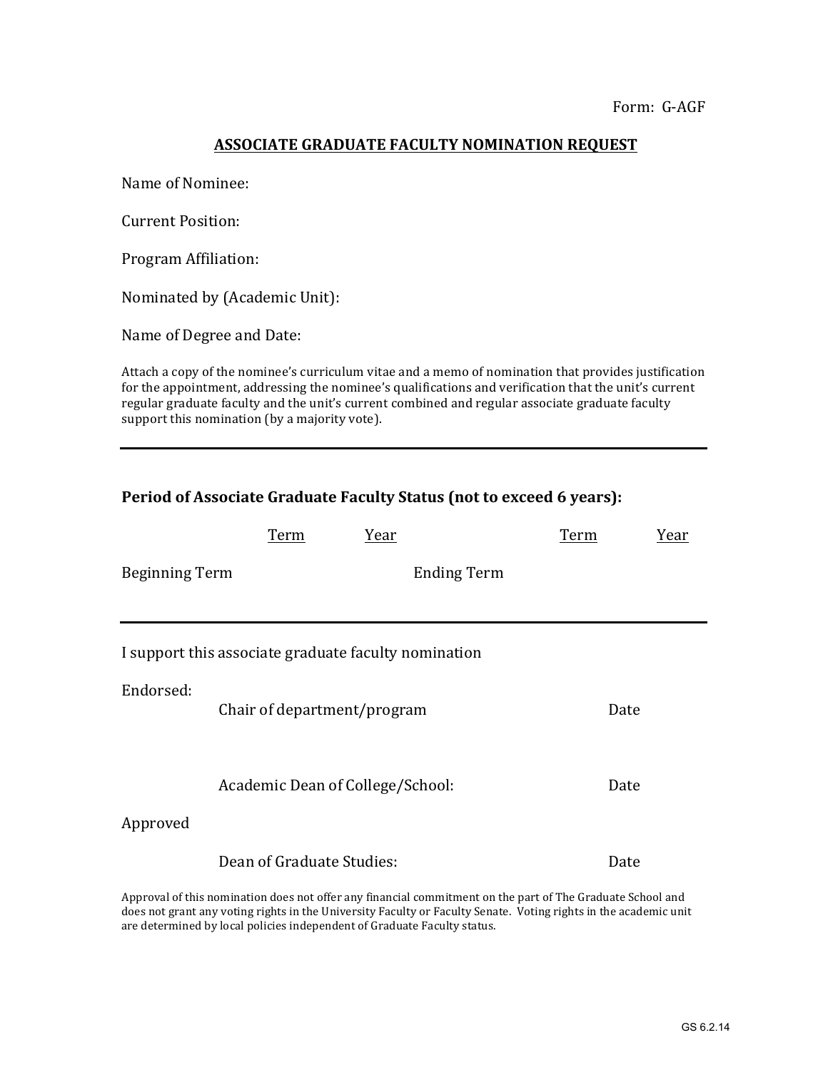Form: G-AGF

# ASSOCIATE GRADUATE FACULTY NOMINATION REQUEST

Name of Nominee:

Current Position:

Program Affiliation:

Nominated by (Academic Unit):

Name of Degree and Date:

Attach a copy of the nominee's curriculum vitae and a memo of nomination that provides justification for the appointment, addressing the nominee's qualifications and verification that the unit's current regular graduate faculty and the unit's current combined and regular associate graduate faculty support this nomination (by a majority vote).

---

**Period of Associate Graduate Faculty Status (not to exceed 6 years):**

| | Term | Year | | Term | Year |
|---|---|---|---|---|---|
| Beginning Term | | | Ending Term | | |

---

I support this associate graduate faculty nomination

Endorsed:

Chair of department/program Date

Academic Dean of College/School: Date

Approved

Dean of Graduate Studies: Date

Approval of this nomination does not offer any financial commitment on the part of The Graduate School and does not grant any voting rights in the University Faculty or Faculty Senate. Voting rights in the academic unit are determined by local policies independent of Graduate Faculty status.

GS 6.2.14